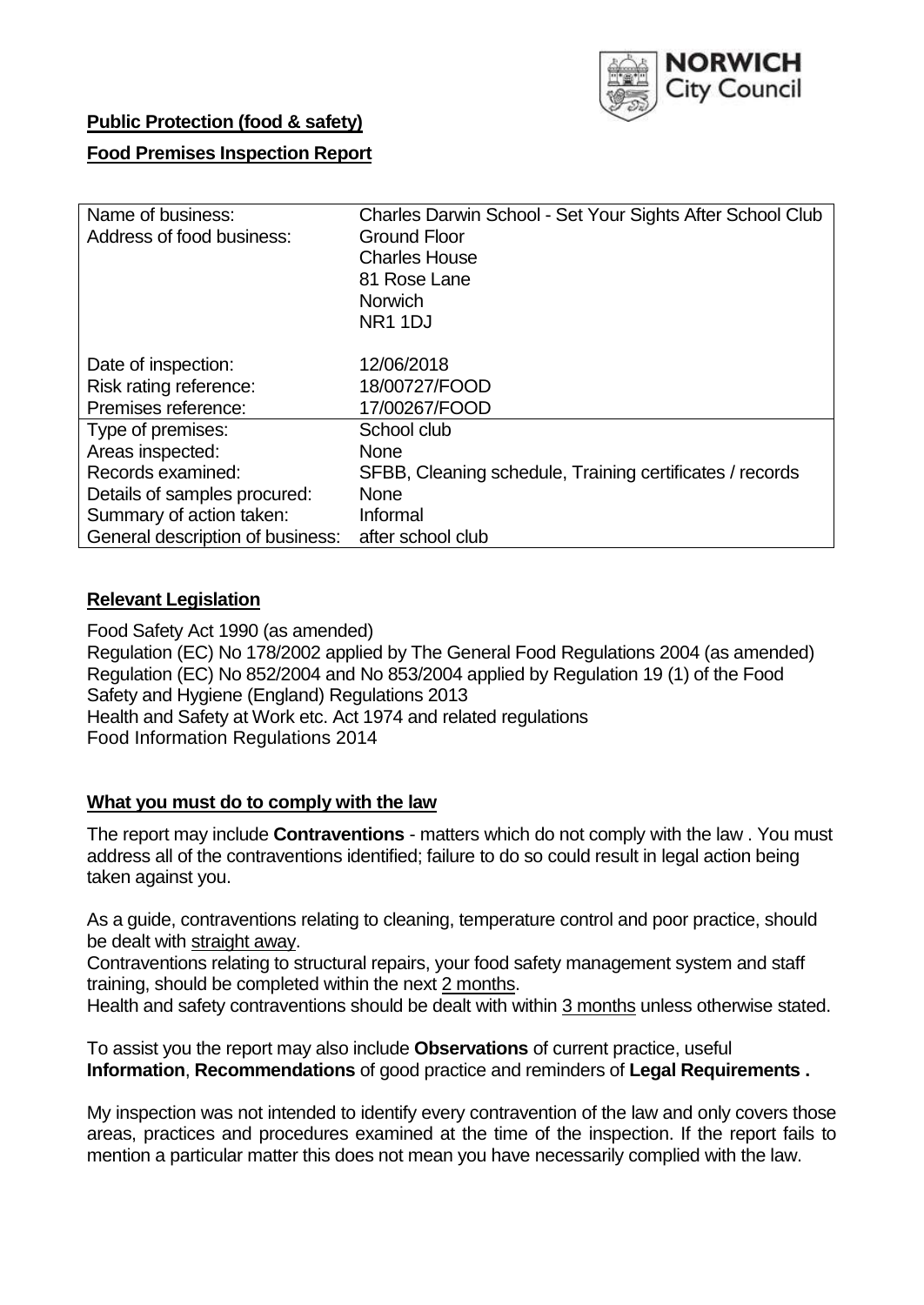**Public Protection (food & safety)**

**Food Premises Inspection Report**

| Name of business: | Charles Darwin School - Set Your Sights After School Club |
|---|---|
| Address of food business: | Ground Floor<br>Charles House<br>81 Rose Lane<br>Norwich<br>NR1 1DJ |
| Date of inspection: | 12/06/2018 |
| Risk rating reference: | 18/00727/FOOD |
| Premises reference: | 17/00267/FOOD |
| Type of premises: | School club |
| Areas inspected: | None |
| Records examined: | SFBB, Cleaning schedule, Training certificates / records |
| Details of samples procured: | None |
| Summary of action taken: | Informal |
| General description of business: | after school club |

## Relevant Legislation

Food Safety Act 1990 (as amended)
Regulation (EC) No 178/2002 applied by The General Food Regulations 2004 (as amended)
Regulation (EC) No 852/2004 and No 853/2004 applied by Regulation 19 (1) of the Food Safety and Hygiene (England) Regulations 2013
Health and Safety at Work etc. Act 1974 and related regulations
Food Information Regulations 2014

## What you must do to comply with the law

The report may include **Contraventions** - matters which do not comply with the law . You must address all of the contraventions identified; failure to do so could result in legal action being taken against you.

As a guide, contraventions relating to cleaning, temperature control and poor practice, should be dealt with straight away.

Contraventions relating to structural repairs, your food safety management system and staff training, should be completed within the next 2 months.

Health and safety contraventions should be dealt with within 3 months unless otherwise stated.

To assist you the report may also include **Observations** of current practice, useful **Information**, **Recommendations** of good practice and reminders of **Legal Requirements .**

My inspection was not intended to identify every contravention of the law and only covers those areas, practices and procedures examined at the time of the inspection. If the report fails to mention a particular matter this does not mean you have necessarily complied with the law.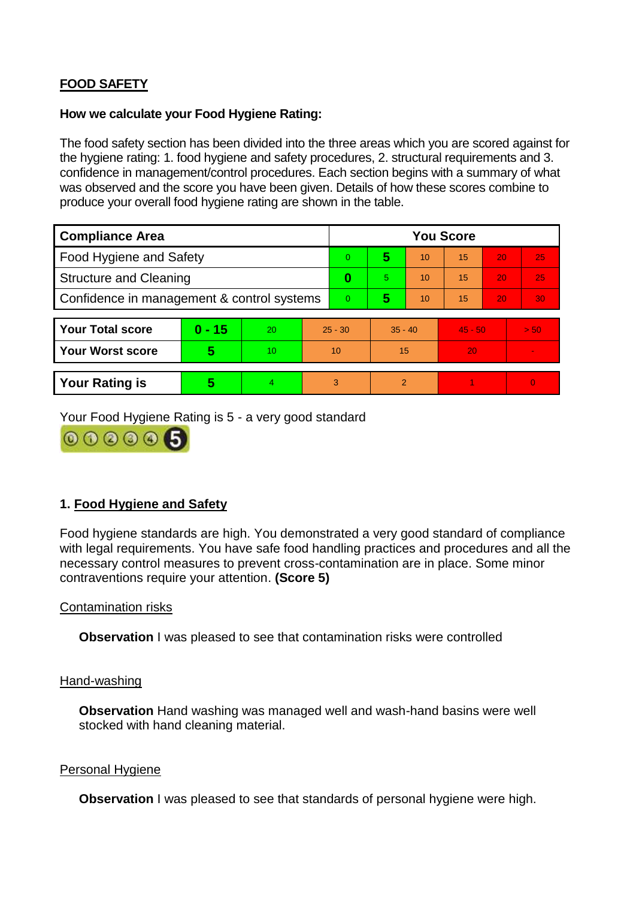## FOOD SAFETY

**How we calculate your Food Hygiene Rating:**

The food safety section has been divided into the three areas which you are scored against for the hygiene rating: 1. food hygiene and safety procedures, 2. structural requirements and 3. confidence in management/control procedures. Each section begins with a summary of what was observed and the score you have been given. Details of how these scores combine to produce your overall food hygiene rating are shown in the table.

| Compliance Area | You Score | | | | | |
|---|---|---|---|---|---|---|
| Food Hygiene and Safety | 0 | **5** | 10 | 15 | 20 | 25 |
| Structure and Cleaning | **0** | 5 | 10 | 15 | 20 | 25 |
| Confidence in management & control systems | 0 | **5** | 10 | 15 | 20 | 30 |

| | | | | | | |
|---|---|---|---|---|---|---|
| **Your Total score** | **0 - 15** | 20 | 25 - 30 | 35 - 40 | 45 - 50 | > 50 |
| **Your Worst score** | **5** | 10 | 10 | 15 | 20 | - |

| | | | | | | |
|---|---|---|---|---|---|---|
| **Your Rating is** | **5** | 4 | 3 | 2 | 1 | 0 |

Your Food Hygiene Rating is 5 - a very good standard

### 1. Food Hygiene and Safety

Food hygiene standards are high. You demonstrated a very good standard of compliance with legal requirements. You have safe food handling practices and procedures and all the necessary control measures to prevent cross-contamination are in place. Some minor contraventions require your attention. **(Score 5)**

Contamination risks

**Observation** I was pleased to see that contamination risks were controlled

Hand-washing

**Observation** Hand washing was managed well and wash-hand basins were well stocked with hand cleaning material.

Personal Hygiene

**Observation** I was pleased to see that standards of personal hygiene were high.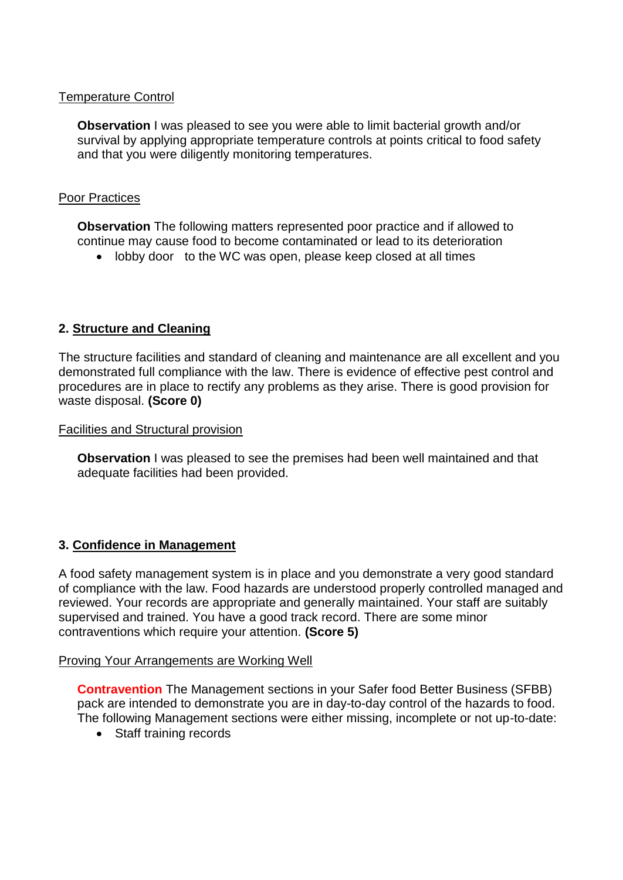Temperature Control

**Observation** I was pleased to see you were able to limit bacterial growth and/or survival by applying appropriate temperature controls at points critical to food safety and that you were diligently monitoring temperatures.

Poor Practices

**Observation** The following matters represented poor practice and if allowed to continue may cause food to become contaminated or lead to its deterioration

- lobby door to the WC was open, please keep closed at all times

## 2. Structure and Cleaning

The structure facilities and standard of cleaning and maintenance are all excellent and you demonstrated full compliance with the law. There is evidence of effective pest control and procedures are in place to rectify any problems as they arise. There is good provision for waste disposal. **(Score 0)**

Facilities and Structural provision

**Observation** I was pleased to see the premises had been well maintained and that adequate facilities had been provided.

## 3. Confidence in Management

A food safety management system is in place and you demonstrate a very good standard of compliance with the law. Food hazards are understood properly controlled managed and reviewed. Your records are appropriate and generally maintained. Your staff are suitably supervised and trained. You have a good track record. There are some minor contraventions which require your attention. **(Score 5)**

Proving Your Arrangements are Working Well

**Contravention** The Management sections in your Safer food Better Business (SFBB) pack are intended to demonstrate you are in day-to-day control of the hazards to food. The following Management sections were either missing, incomplete or not up-to-date:

- Staff training records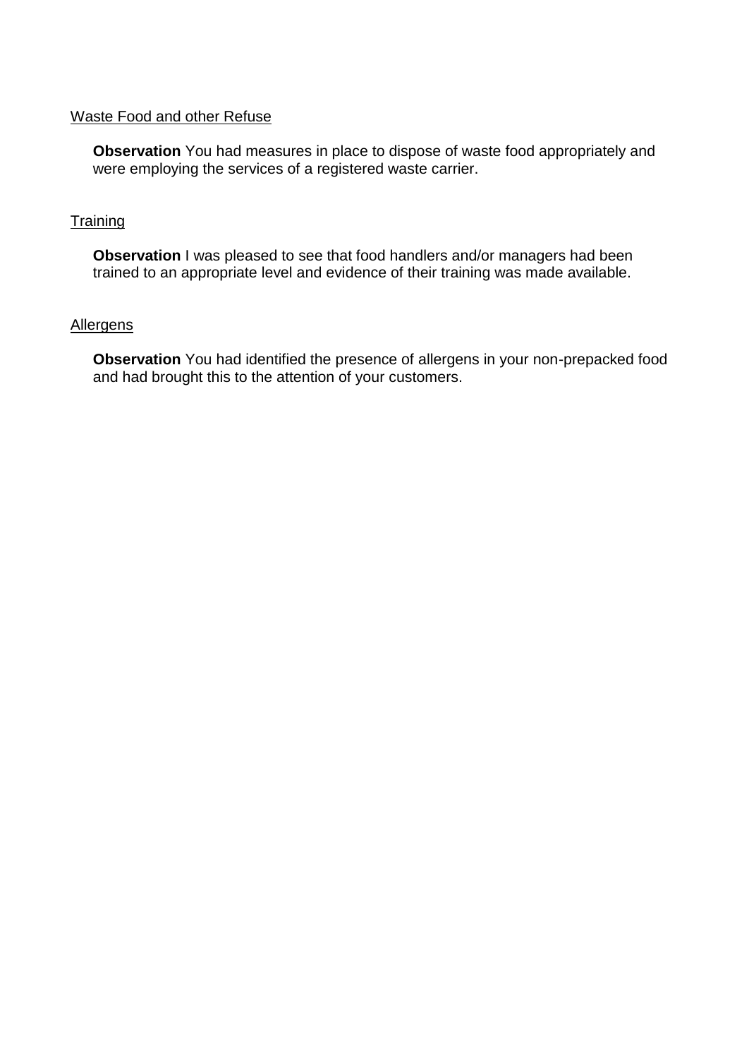Waste Food and other Refuse

**Observation** You had measures in place to dispose of waste food appropriately and were employing the services of a registered waste carrier.

Training

**Observation** I was pleased to see that food handlers and/or managers had been trained to an appropriate level and evidence of their training was made available.

Allergens

**Observation** You had identified the presence of allergens in your non-prepacked food and had brought this to the attention of your customers.